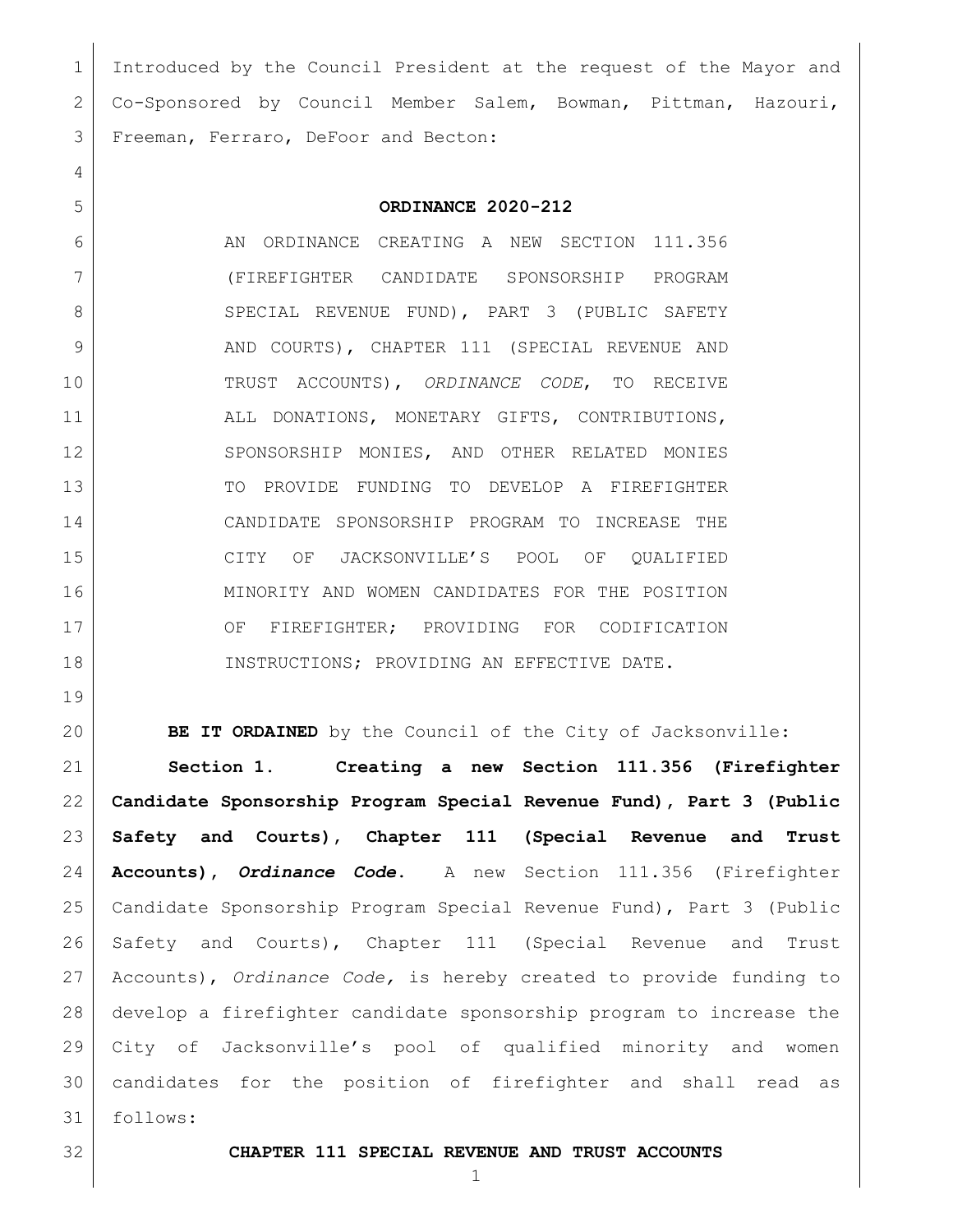Introduced by the Council President at the request of the Mayor and Co-Sponsored by Council Member Salem, Bowman, Pittman, Hazouri, Freeman, Ferraro, DeFoor and Becton:

**ORDINANCE 2020-212**

AN ORDINANCE CREATING A NEW SECTION 111.356 (FIREFIGHTER CANDIDATE SPONSORSHIP PROGRAM SPECIAL REVENUE FUND), PART 3 (PUBLIC SAFETY AND COURTS), CHAPTER 111 (SPECIAL REVENUE AND TRUST ACCOUNTS), *ORDINANCE CODE*, TO RECEIVE ALL DONATIONS, MONETARY GIFTS, CONTRIBUTIONS, SPONSORSHIP MONIES, AND OTHER RELATED MONIES TO PROVIDE FUNDING TO DEVELOP A FIREFIGHTER CANDIDATE SPONSORSHIP PROGRAM TO INCREASE THE CITY OF JACKSONVILLE'S POOL OF QUALIFIED MINORITY AND WOMEN CANDIDATES FOR THE POSITION OF FIREFIGHTER; PROVIDING FOR CODIFICATION INSTRUCTIONS; PROVIDING AN EFFECTIVE DATE.

**BE IT ORDAINED** by the Council of the City of Jacksonville:

**Section 1. Creating a new Section 111.356 (Firefighter Candidate Sponsorship Program Special Revenue Fund), Part 3 (Public Safety and Courts), Chapter 111 (Special Revenue and Trust Accounts), *Ordinance Code*.** A new Section 111.356 (Firefighter Candidate Sponsorship Program Special Revenue Fund), Part 3 (Public Safety and Courts), Chapter 111 (Special Revenue and Trust Accounts), *Ordinance Code,* is hereby created to provide funding to develop a firefighter candidate sponsorship program to increase the City of Jacksonville's pool of qualified minority and women candidates for the position of firefighter and shall read as follows:

**CHAPTER 111 SPECIAL REVENUE AND TRUST ACCOUNTS**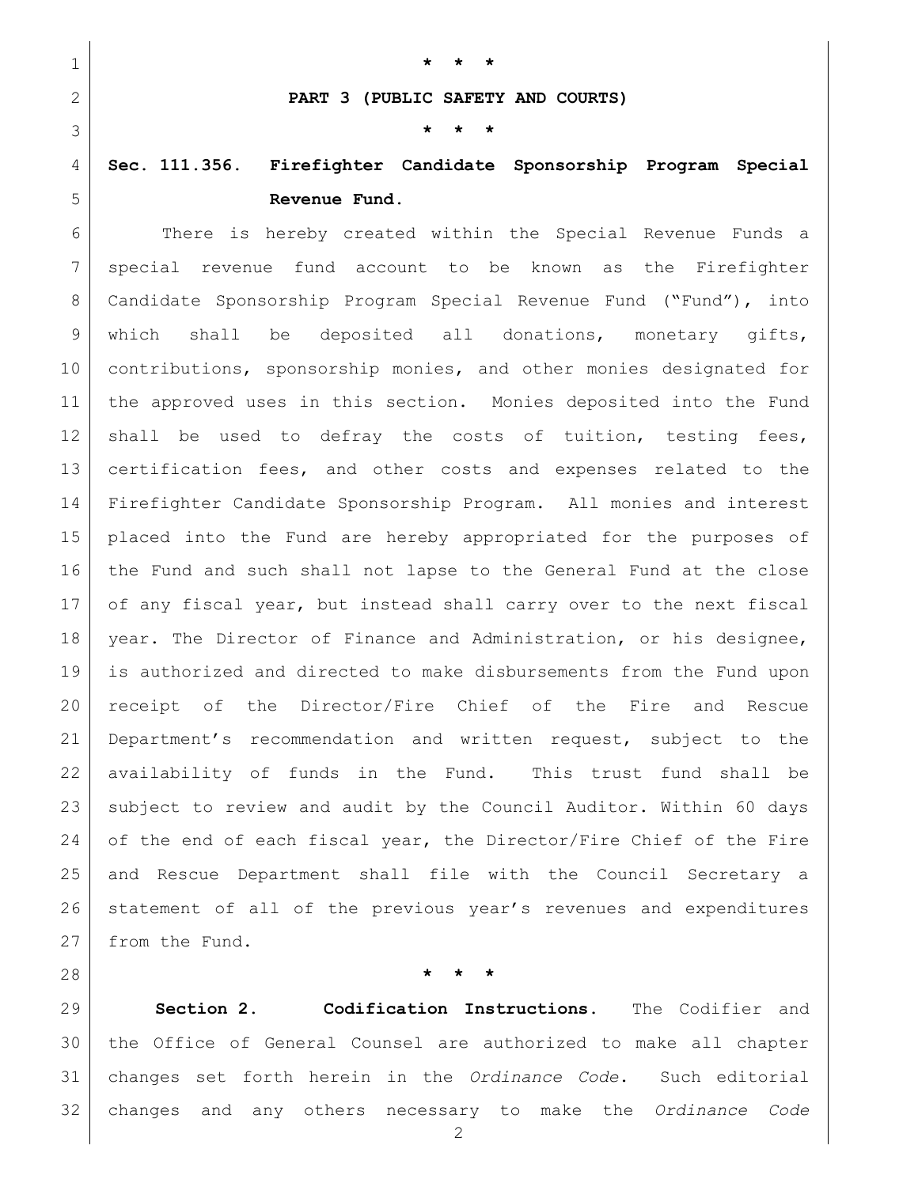\* \* \*

**PART 3 (PUBLIC SAFETY AND COURTS)**

\* \* \*

**Sec. 111.356. Firefighter Candidate Sponsorship Program Special Revenue Fund.**

There is hereby created within the Special Revenue Funds a special revenue fund account to be known as the Firefighter Candidate Sponsorship Program Special Revenue Fund ("Fund"), into which shall be deposited all donations, monetary gifts, contributions, sponsorship monies, and other monies designated for the approved uses in this section. Monies deposited into the Fund shall be used to defray the costs of tuition, testing fees, certification fees, and other costs and expenses related to the Firefighter Candidate Sponsorship Program. All monies and interest placed into the Fund are hereby appropriated for the purposes of the Fund and such shall not lapse to the General Fund at the close of any fiscal year, but instead shall carry over to the next fiscal year. The Director of Finance and Administration, or his designee, is authorized and directed to make disbursements from the Fund upon receipt of the Director/Fire Chief of the Fire and Rescue Department's recommendation and written request, subject to the availability of funds in the Fund. This trust fund shall be subject to review and audit by the Council Auditor. Within 60 days of the end of each fiscal year, the Director/Fire Chief of the Fire and Rescue Department shall file with the Council Secretary a statement of all of the previous year's revenues and expenditures from the Fund.

\* \* \*

**Section 2. Codification Instructions.** The Codifier and the Office of General Counsel are authorized to make all chapter changes set forth herein in the *Ordinance Code*. Such editorial changes and any others necessary to make the *Ordinance Code*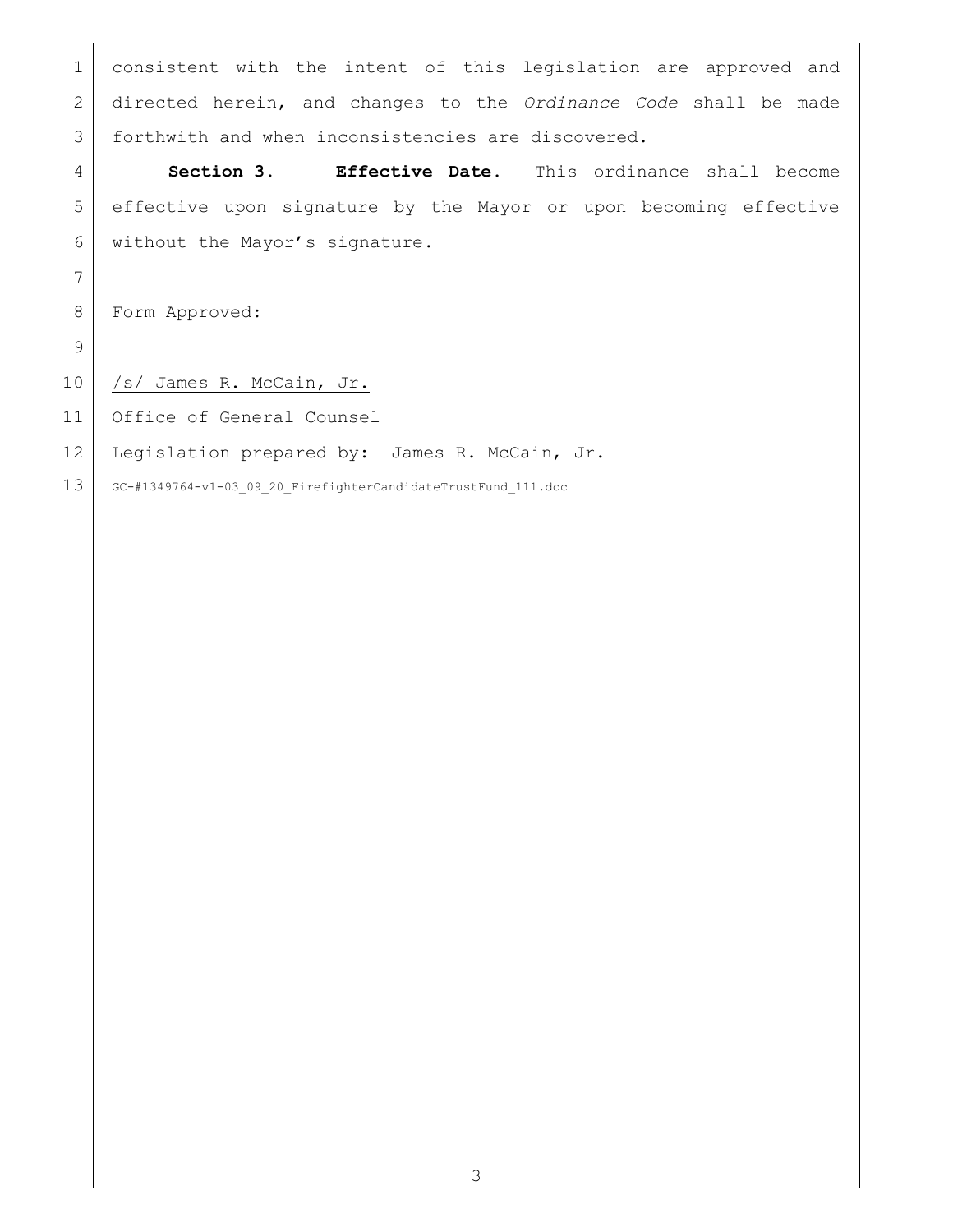consistent with the intent of this legislation are approved and directed herein, and changes to the *Ordinance Code* shall be made forthwith and when inconsistencies are discovered.

**Section 3. Effective Date.** This ordinance shall become effective upon signature by the Mayor or upon becoming effective without the Mayor's signature.

Form Approved:

/s/ James R. McCain, Jr.

Office of General Counsel

Legislation prepared by: James R. McCain, Jr.

GC-#1349764-v1-03_09_20_FirefighterCandidateTrustFund_111.doc